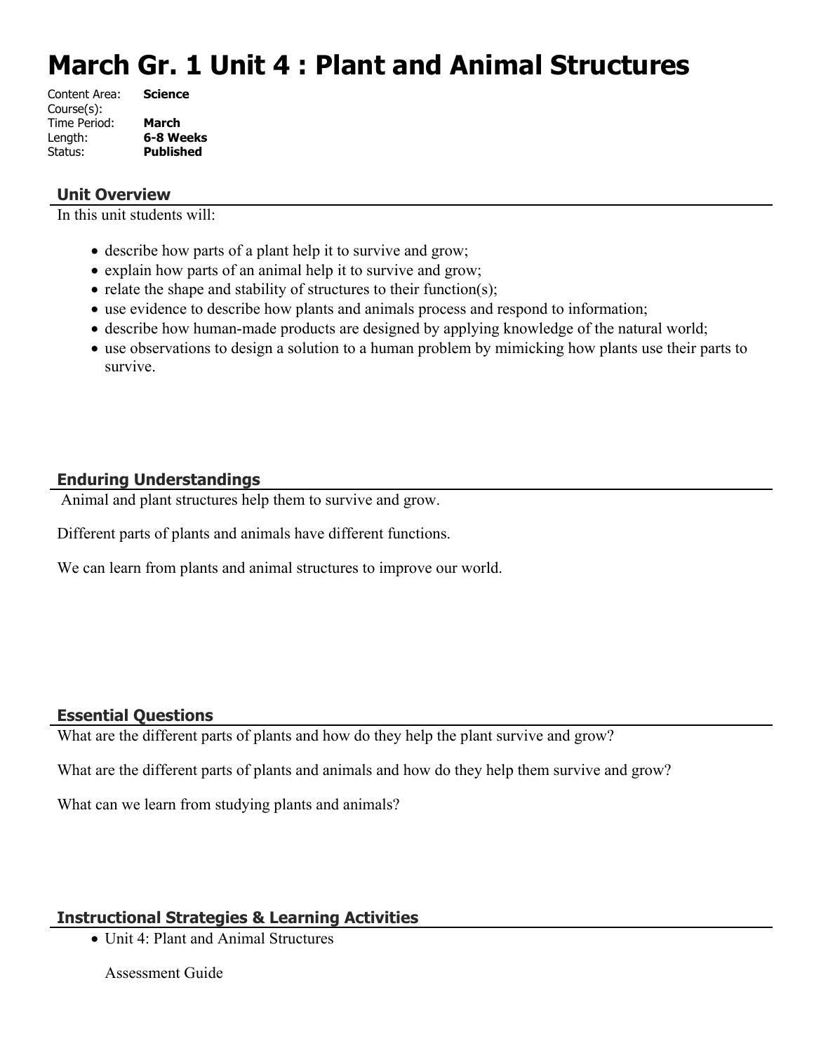# March Gr. 1 Unit 4 : Plant and Animal Structures

Content Area: **Science**
Course(s):
Time Period: **March**
Length: **6-8 Weeks**
Status: **Published**

## Unit Overview

In this unit students will:

- describe how parts of a plant help it to survive and grow;
- explain how parts of an animal help it to survive and grow;
- relate the shape and stability of structures to their function(s);
- use evidence to describe how plants and animals process and respond to information;
- describe how human-made products are designed by applying knowledge of the natural world;
- use observations to design a solution to a human problem by mimicking how plants use their parts to survive.

## Enduring Understandings

Animal and plant structures help them to survive and grow.

Different parts of plants and animals have different functions.

We can learn from plants and animal structures to improve our world.

## Essential Questions

What are the different parts of plants and how do they help the plant survive and grow?

What are the different parts of plants and animals and how do they help them survive and grow?

What can we learn from studying plants and animals?

## Instructional Strategies & Learning Activities

- Unit 4: Plant and Animal Structures

  Assessment Guide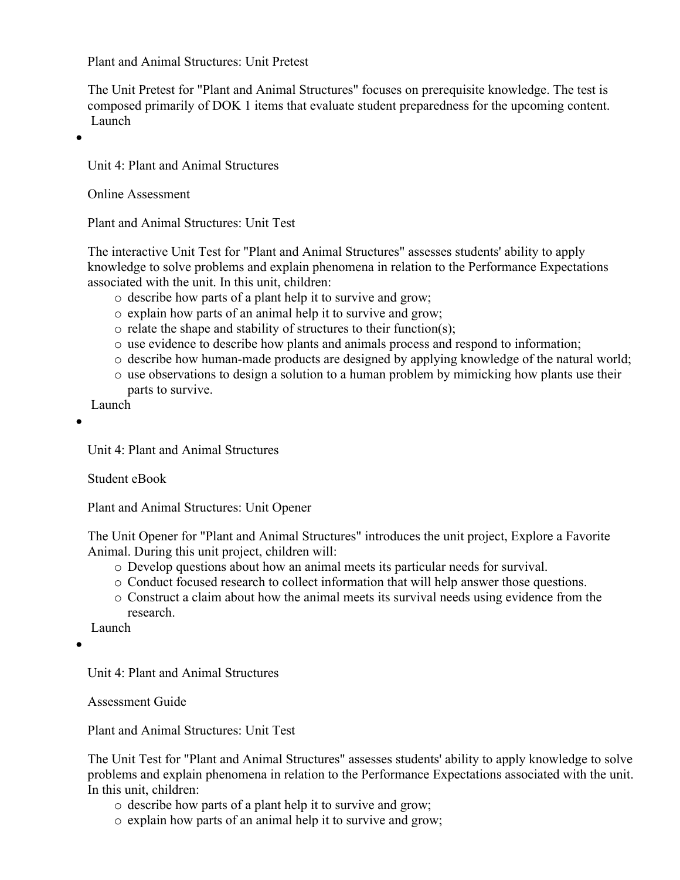Plant and Animal Structures: Unit Pretest

The Unit Pretest for "Plant and Animal Structures" focuses on prerequisite knowledge. The test is composed primarily of DOK 1 items that evaluate student preparedness for the upcoming content.
Launch

- Unit 4: Plant and Animal Structures

  Online Assessment

  Plant and Animal Structures: Unit Test

  The interactive Unit Test for "Plant and Animal Structures" assesses students' ability to apply knowledge to solve problems and explain phenomena in relation to the Performance Expectations associated with the unit. In this unit, children:
    - describe how parts of a plant help it to survive and grow;
    - explain how parts of an animal help it to survive and grow;
    - relate the shape and stability of structures to their function(s);
    - use evidence to describe how plants and animals process and respond to information;
    - describe how human-made products are designed by applying knowledge of the natural world;
    - use observations to design a solution to a human problem by mimicking how plants use their parts to survive.

  Launch

- Unit 4: Plant and Animal Structures

  Student eBook

  Plant and Animal Structures: Unit Opener

  The Unit Opener for "Plant and Animal Structures" introduces the unit project, Explore a Favorite Animal. During this unit project, children will:
    - Develop questions about how an animal meets its particular needs for survival.
    - Conduct focused research to collect information that will help answer those questions.
    - Construct a claim about how the animal meets its survival needs using evidence from the research.

  Launch

- Unit 4: Plant and Animal Structures

  Assessment Guide

  Plant and Animal Structures: Unit Test

  The Unit Test for "Plant and Animal Structures" assesses students' ability to apply knowledge to solve problems and explain phenomena in relation to the Performance Expectations associated with the unit. In this unit, children:
    - describe how parts of a plant help it to survive and grow;
    - explain how parts of an animal help it to survive and grow;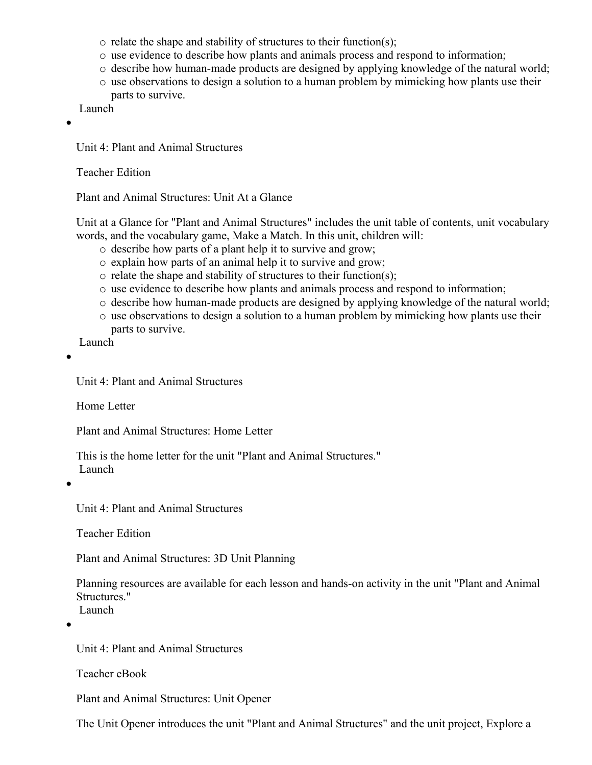- relate the shape and stability of structures to their function(s);
- use evidence to describe how plants and animals process and respond to information;
- describe how human-made products are designed by applying knowledge of the natural world;
- use observations to design a solution to a human problem by mimicking how plants use their parts to survive.

Launch

- Unit 4: Plant and Animal Structures

  Teacher Edition

  Plant and Animal Structures: Unit At a Glance

  Unit at a Glance for "Plant and Animal Structures" includes the unit table of contents, unit vocabulary words, and the vocabulary game, Make a Match. In this unit, children will:
  - describe how parts of a plant help it to survive and grow;
  - explain how parts of an animal help it to survive and grow;
  - relate the shape and stability of structures to their function(s);
  - use evidence to describe how plants and animals process and respond to information;
  - describe how human-made products are designed by applying knowledge of the natural world;
  - use observations to design a solution to a human problem by mimicking how plants use their parts to survive.

  Launch

- Unit 4: Plant and Animal Structures

  Home Letter

  Plant and Animal Structures: Home Letter

  This is the home letter for the unit "Plant and Animal Structures."

  Launch

- Unit 4: Plant and Animal Structures

  Teacher Edition

  Plant and Animal Structures: 3D Unit Planning

  Planning resources are available for each lesson and hands-on activity in the unit "Plant and Animal Structures."

  Launch

- Unit 4: Plant and Animal Structures

  Teacher eBook

  Plant and Animal Structures: Unit Opener

  The Unit Opener introduces the unit "Plant and Animal Structures" and the unit project, Explore a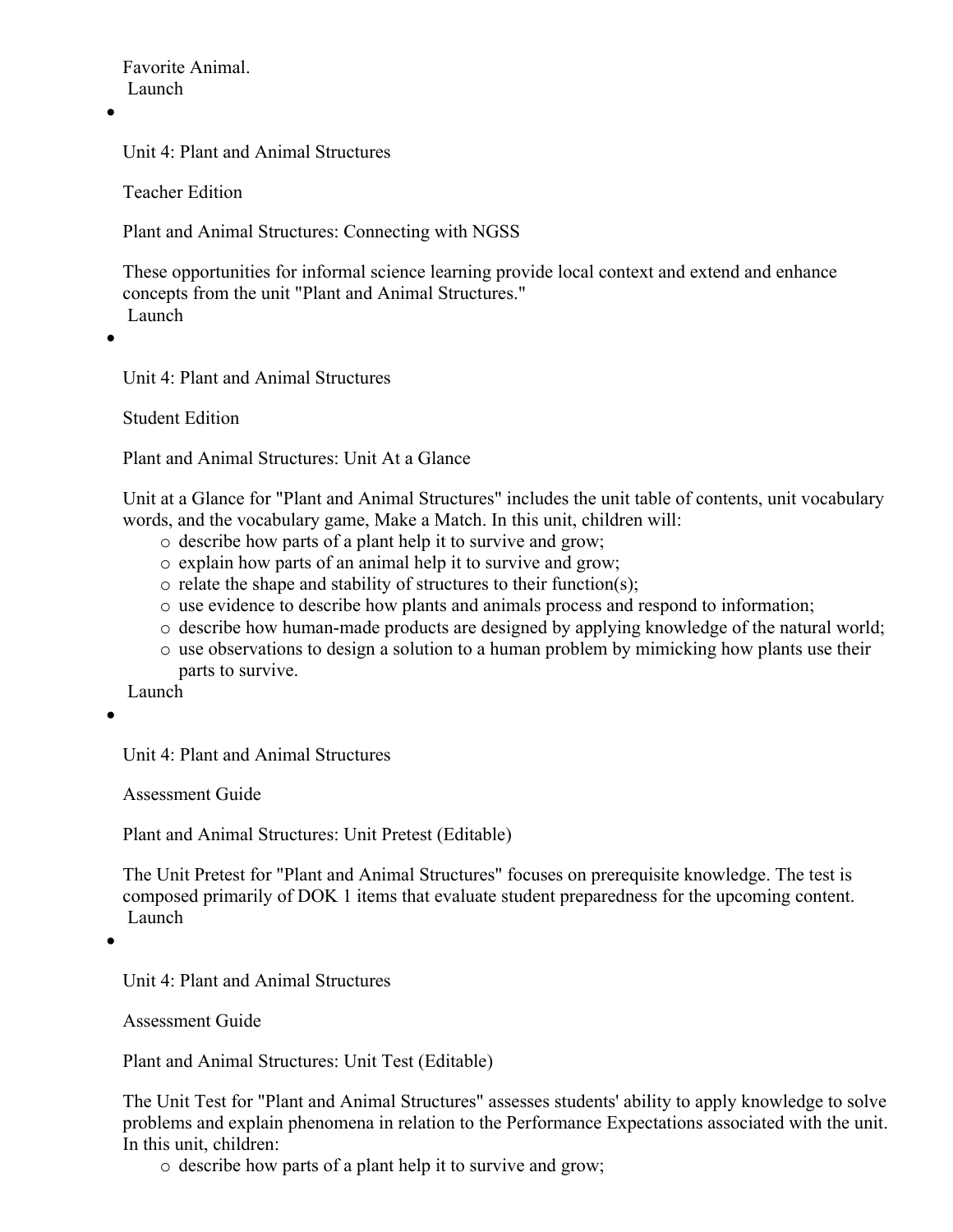Favorite Animal.
 Launch

- Unit 4: Plant and Animal Structures

  Teacher Edition

  Plant and Animal Structures: Connecting with NGSS

  These opportunities for informal science learning provide local context and extend and enhance concepts from the unit "Plant and Animal Structures."
   Launch

- Unit 4: Plant and Animal Structures

  Student Edition

  Plant and Animal Structures: Unit At a Glance

  Unit at a Glance for "Plant and Animal Structures" includes the unit table of contents, unit vocabulary words, and the vocabulary game, Make a Match. In this unit, children will:
    - describe how parts of a plant help it to survive and grow;
    - explain how parts of an animal help it to survive and grow;
    - relate the shape and stability of structures to their function(s);
    - use evidence to describe how plants and animals process and respond to information;
    - describe how human-made products are designed by applying knowledge of the natural world;
    - use observations to design a solution to a human problem by mimicking how plants use their parts to survive.

   Launch

- Unit 4: Plant and Animal Structures

  Assessment Guide

  Plant and Animal Structures: Unit Pretest (Editable)

  The Unit Pretest for "Plant and Animal Structures" focuses on prerequisite knowledge. The test is composed primarily of DOK 1 items that evaluate student preparedness for the upcoming content.
   Launch

- Unit 4: Plant and Animal Structures

  Assessment Guide

  Plant and Animal Structures: Unit Test (Editable)

  The Unit Test for "Plant and Animal Structures" assesses students' ability to apply knowledge to solve problems and explain phenomena in relation to the Performance Expectations associated with the unit. In this unit, children:
    - describe how parts of a plant help it to survive and grow;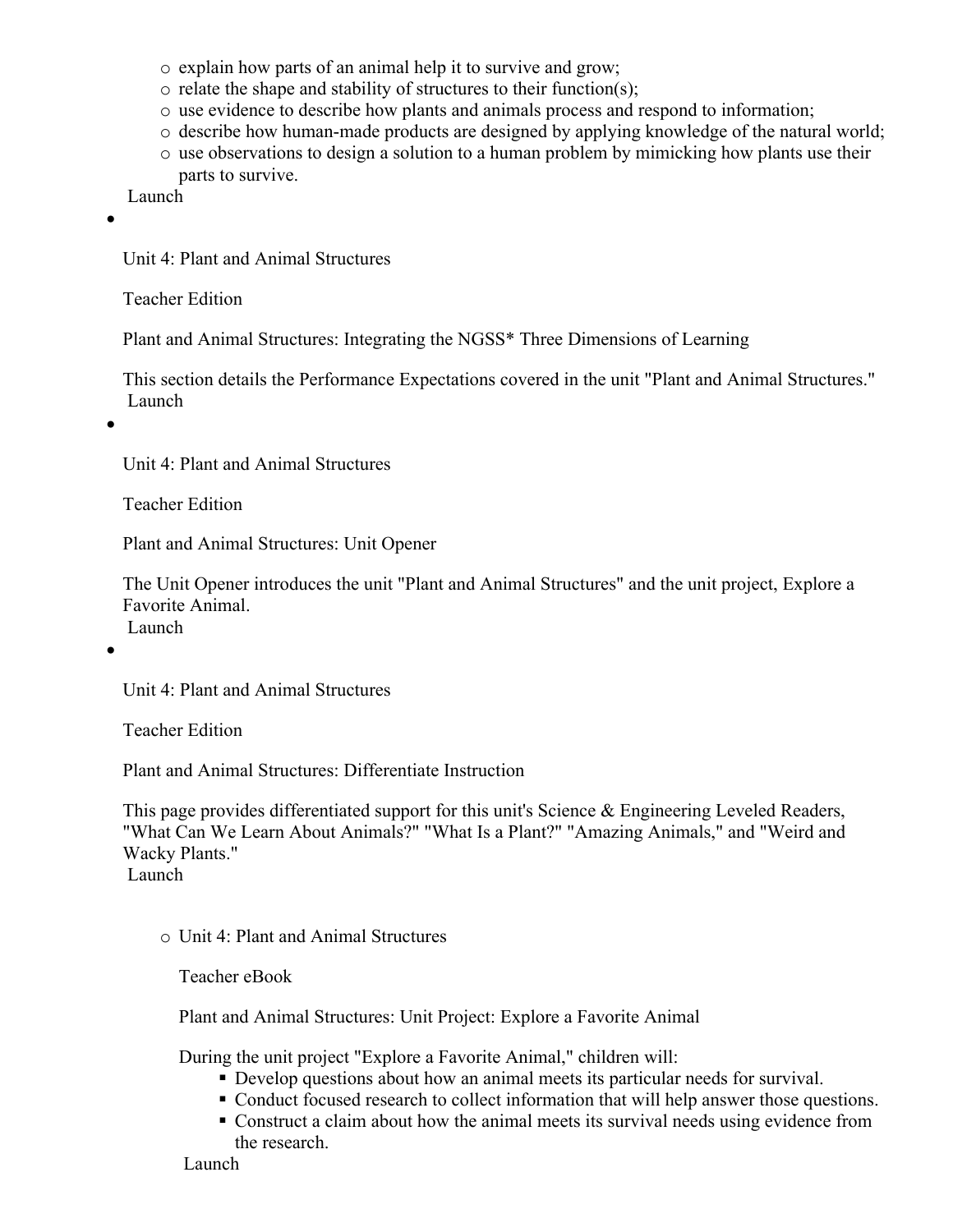- explain how parts of an animal help it to survive and grow;
- relate the shape and stability of structures to their function(s);
- use evidence to describe how plants and animals process and respond to information;
- describe how human-made products are designed by applying knowledge of the natural world;
- use observations to design a solution to a human problem by mimicking how plants use their parts to survive.

Launch

- Unit 4: Plant and Animal Structures

  Teacher Edition

  Plant and Animal Structures: Integrating the NGSS* Three Dimensions of Learning

  This section details the Performance Expectations covered in the unit "Plant and Animal Structures."
  Launch

- Unit 4: Plant and Animal Structures

  Teacher Edition

  Plant and Animal Structures: Unit Opener

  The Unit Opener introduces the unit "Plant and Animal Structures" and the unit project, Explore a Favorite Animal.
  Launch

- Unit 4: Plant and Animal Structures

  Teacher Edition

  Plant and Animal Structures: Differentiate Instruction

  This page provides differentiated support for this unit's Science & Engineering Leveled Readers, "What Can We Learn About Animals?" "What Is a Plant?" "Amazing Animals," and "Weird and Wacky Plants."
  Launch

  - Unit 4: Plant and Animal Structures

    Teacher eBook

    Plant and Animal Structures: Unit Project: Explore a Favorite Animal

    During the unit project "Explore a Favorite Animal," children will:
    - Develop questions about how an animal meets its particular needs for survival.
    - Conduct focused research to collect information that will help answer those questions.
    - Construct a claim about how the animal meets its survival needs using evidence from the research.

    Launch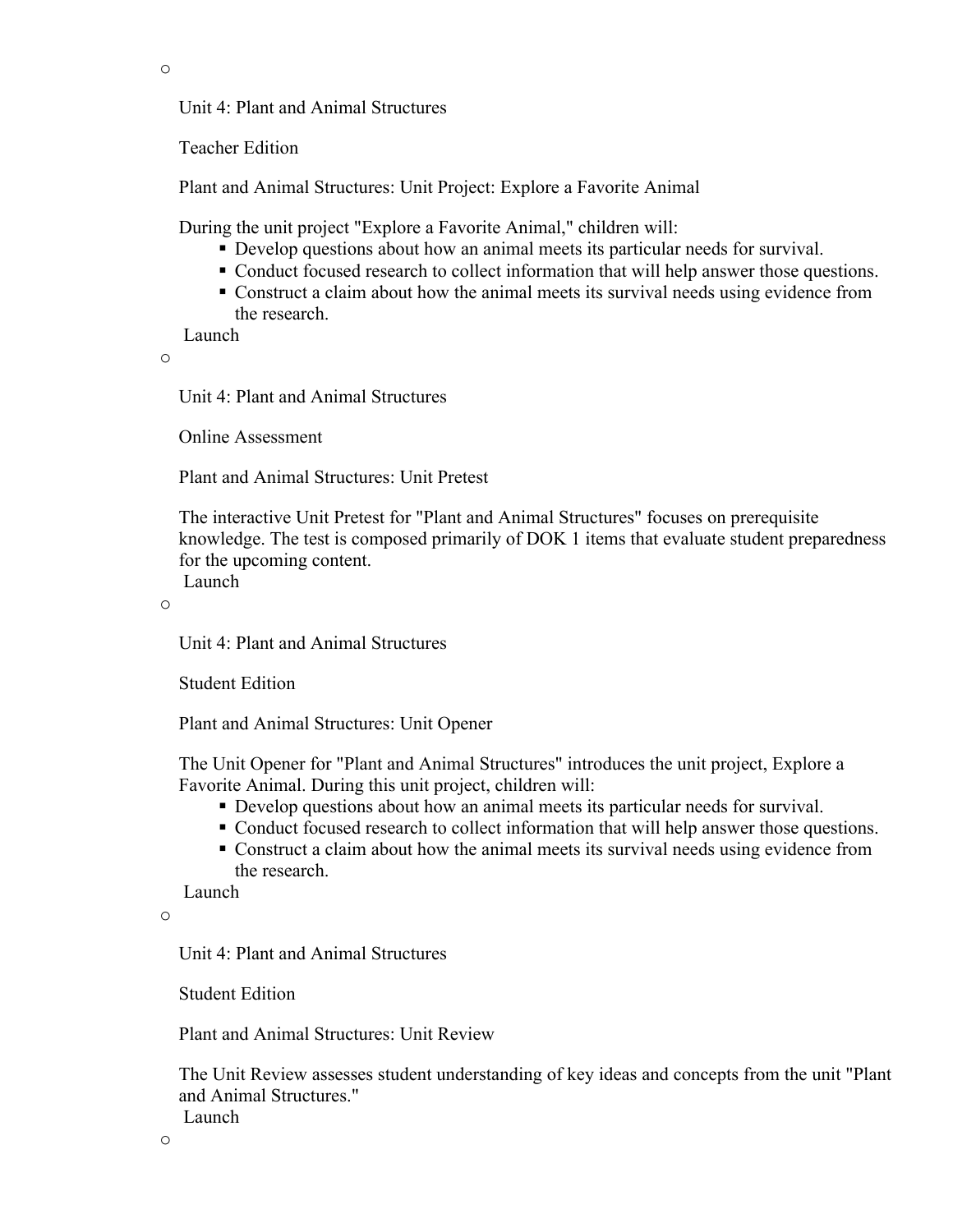- Unit 4: Plant and Animal Structures

  Teacher Edition

  Plant and Animal Structures: Unit Project: Explore a Favorite Animal

  During the unit project "Explore a Favorite Animal," children will:
    - Develop questions about how an animal meets its particular needs for survival.
    - Conduct focused research to collect information that will help answer those questions.
    - Construct a claim about how the animal meets its survival needs using evidence from the research.

  Launch

- Unit 4: Plant and Animal Structures

  Online Assessment

  Plant and Animal Structures: Unit Pretest

  The interactive Unit Pretest for "Plant and Animal Structures" focuses on prerequisite knowledge. The test is composed primarily of DOK 1 items that evaluate student preparedness for the upcoming content.

  Launch

- Unit 4: Plant and Animal Structures

  Student Edition

  Plant and Animal Structures: Unit Opener

  The Unit Opener for "Plant and Animal Structures" introduces the unit project, Explore a Favorite Animal. During this unit project, children will:
    - Develop questions about how an animal meets its particular needs for survival.
    - Conduct focused research to collect information that will help answer those questions.
    - Construct a claim about how the animal meets its survival needs using evidence from the research.

  Launch

- Unit 4: Plant and Animal Structures

  Student Edition

  Plant and Animal Structures: Unit Review

  The Unit Review assesses student understanding of key ideas and concepts from the unit "Plant and Animal Structures."

  Launch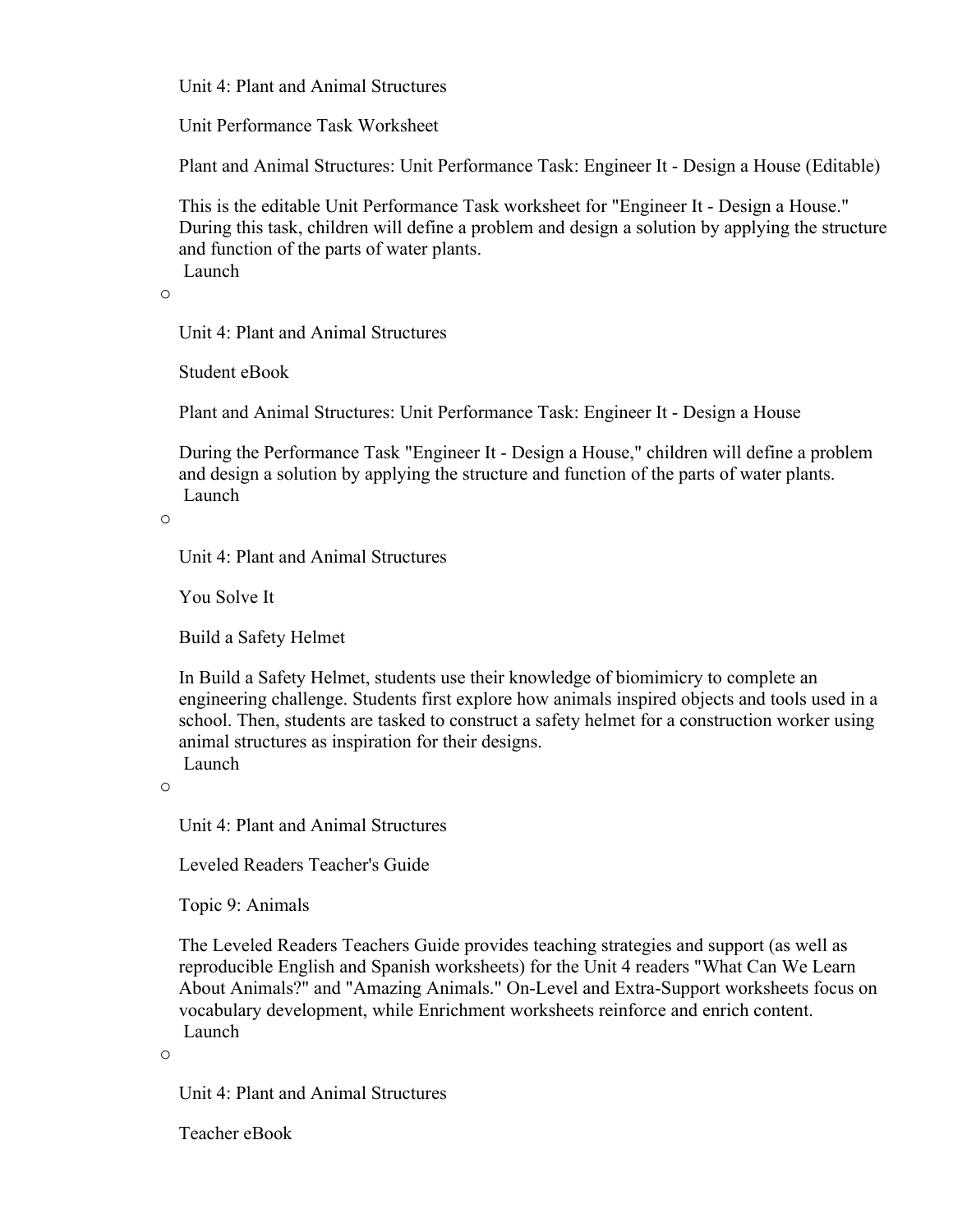Unit 4: Plant and Animal Structures

Unit Performance Task Worksheet

Plant and Animal Structures: Unit Performance Task: Engineer It - Design a House (Editable)

This is the editable Unit Performance Task worksheet for "Engineer It - Design a House." During this task, children will define a problem and design a solution by applying the structure and function of the parts of water plants.
Launch

- Unit 4: Plant and Animal Structures

  Student eBook

  Plant and Animal Structures: Unit Performance Task: Engineer It - Design a House

  During the Performance Task "Engineer It - Design a House," children will define a problem and design a solution by applying the structure and function of the parts of water plants.
  Launch

- Unit 4: Plant and Animal Structures

  You Solve It

  Build a Safety Helmet

  In Build a Safety Helmet, students use their knowledge of biomimicry to complete an engineering challenge. Students first explore how animals inspired objects and tools used in a school. Then, students are tasked to construct a safety helmet for a construction worker using animal structures as inspiration for their designs.
  Launch

- Unit 4: Plant and Animal Structures

  Leveled Readers Teacher's Guide

  Topic 9: Animals

  The Leveled Readers Teachers Guide provides teaching strategies and support (as well as reproducible English and Spanish worksheets) for the Unit 4 readers "What Can We Learn About Animals?" and "Amazing Animals." On-Level and Extra-Support worksheets focus on vocabulary development, while Enrichment worksheets reinforce and enrich content.
  Launch

- Unit 4: Plant and Animal Structures

  Teacher eBook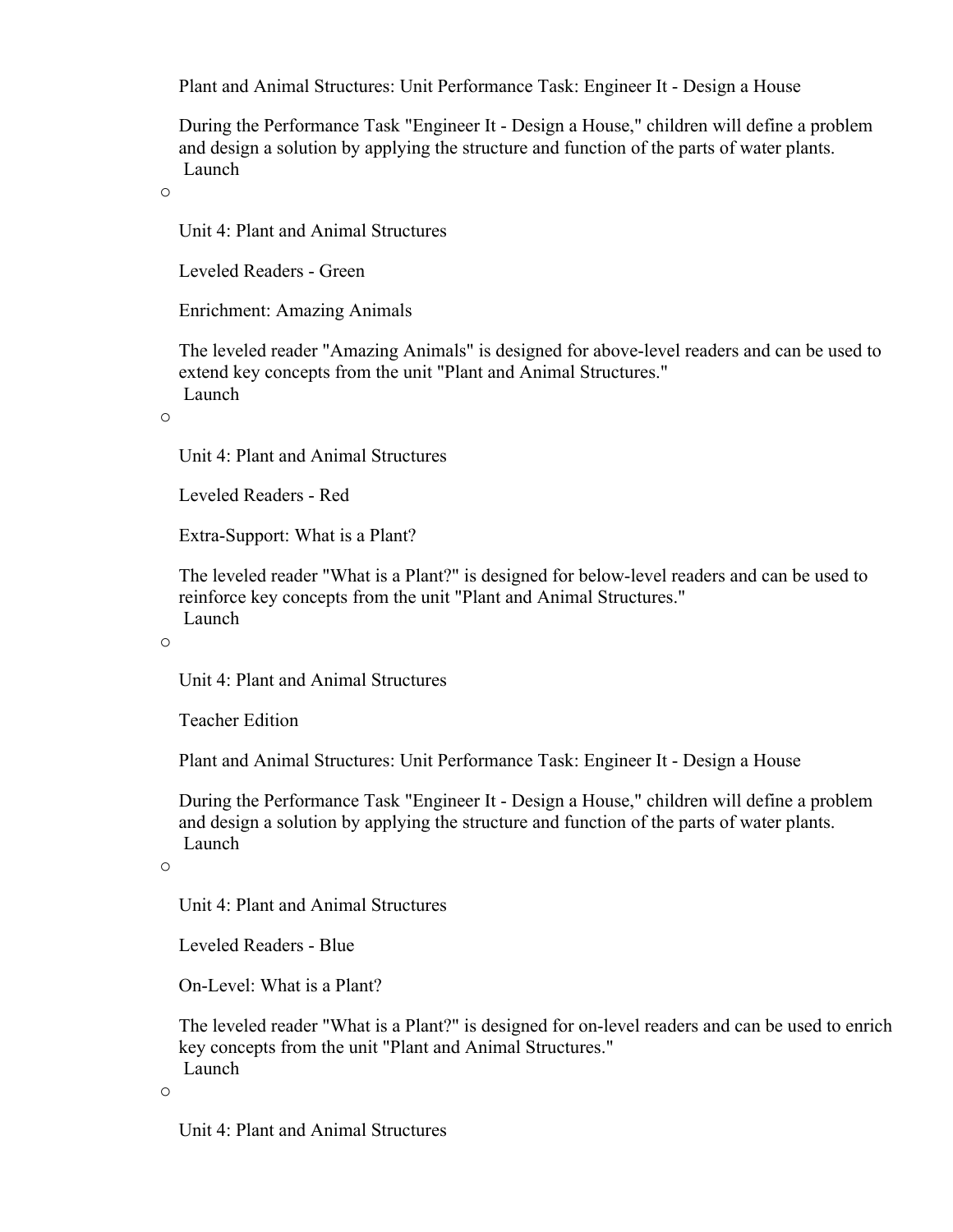Plant and Animal Structures: Unit Performance Task: Engineer It - Design a House

During the Performance Task "Engineer It - Design a House," children will define a problem and design a solution by applying the structure and function of the parts of water plants.
Launch

o

Unit 4: Plant and Animal Structures

Leveled Readers - Green

Enrichment: Amazing Animals

The leveled reader "Amazing Animals" is designed for above-level readers and can be used to extend key concepts from the unit "Plant and Animal Structures."
Launch

o

Unit 4: Plant and Animal Structures

Leveled Readers - Red

Extra-Support: What is a Plant?

The leveled reader "What is a Plant?" is designed for below-level readers and can be used to reinforce key concepts from the unit "Plant and Animal Structures."
Launch

o

Unit 4: Plant and Animal Structures

Teacher Edition

Plant and Animal Structures: Unit Performance Task: Engineer It - Design a House

During the Performance Task "Engineer It - Design a House," children will define a problem and design a solution by applying the structure and function of the parts of water plants.
Launch

o

Unit 4: Plant and Animal Structures

Leveled Readers - Blue

On-Level: What is a Plant?

The leveled reader "What is a Plant?" is designed for on-level readers and can be used to enrich key concepts from the unit "Plant and Animal Structures."
Launch

o

Unit 4: Plant and Animal Structures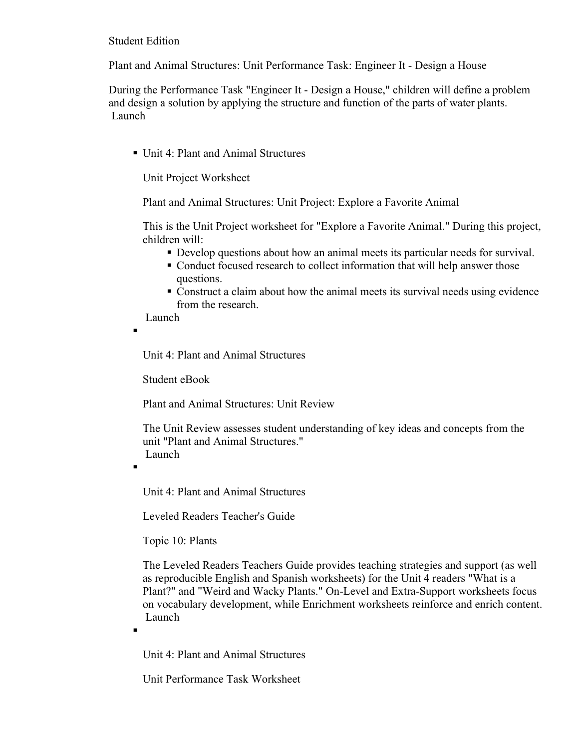Student Edition

Plant and Animal Structures: Unit Performance Task: Engineer It - Design a House

During the Performance Task "Engineer It - Design a House," children will define a problem and design a solution by applying the structure and function of the parts of water plants.
Launch

- Unit 4: Plant and Animal Structures

  Unit Project Worksheet

  Plant and Animal Structures: Unit Project: Explore a Favorite Animal

  This is the Unit Project worksheet for "Explore a Favorite Animal." During this project, children will:
    - Develop questions about how an animal meets its particular needs for survival.
    - Conduct focused research to collect information that will help answer those questions.
    - Construct a claim about how the animal meets its survival needs using evidence from the research.

  Launch

- Unit 4: Plant and Animal Structures

  Student eBook

  Plant and Animal Structures: Unit Review

  The Unit Review assesses student understanding of key ideas and concepts from the unit "Plant and Animal Structures."
  Launch

- Unit 4: Plant and Animal Structures

  Leveled Readers Teacher's Guide

  Topic 10: Plants

  The Leveled Readers Teachers Guide provides teaching strategies and support (as well as reproducible English and Spanish worksheets) for the Unit 4 readers "What is a Plant?" and "Weird and Wacky Plants." On-Level and Extra-Support worksheets focus on vocabulary development, while Enrichment worksheets reinforce and enrich content.
  Launch

- Unit 4: Plant and Animal Structures

  Unit Performance Task Worksheet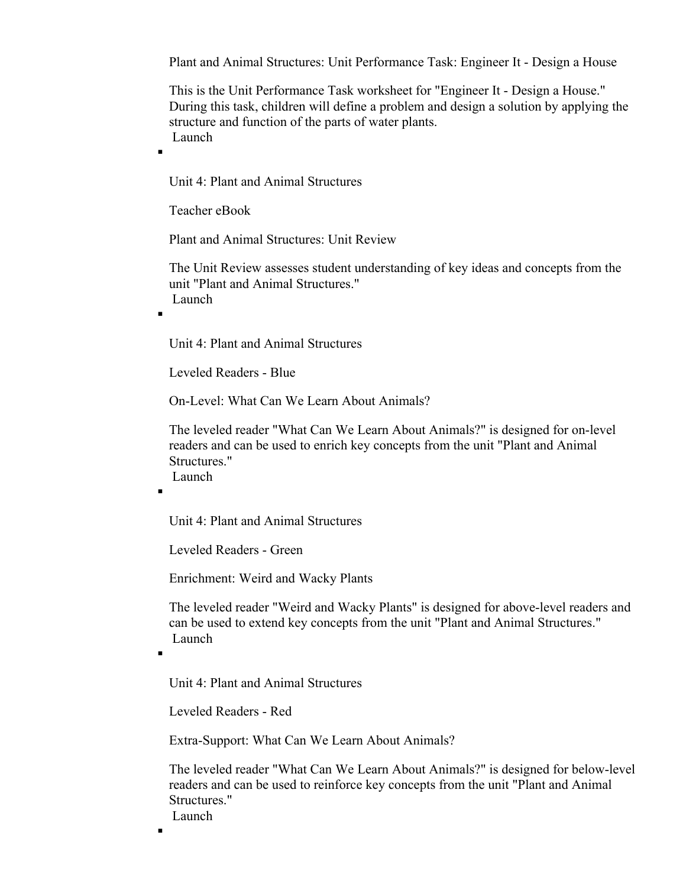Plant and Animal Structures: Unit Performance Task: Engineer It - Design a House

This is the Unit Performance Task worksheet for "Engineer It - Design a House." During this task, children will define a problem and design a solution by applying the structure and function of the parts of water plants.
Launch

- Unit 4: Plant and Animal Structures

  Teacher eBook

  Plant and Animal Structures: Unit Review

  The Unit Review assesses student understanding of key ideas and concepts from the unit "Plant and Animal Structures."
  Launch

- Unit 4: Plant and Animal Structures

  Leveled Readers - Blue

  On-Level: What Can We Learn About Animals?

  The leveled reader "What Can We Learn About Animals?" is designed for on-level readers and can be used to enrich key concepts from the unit "Plant and Animal Structures."
  Launch

- Unit 4: Plant and Animal Structures

  Leveled Readers - Green

  Enrichment: Weird and Wacky Plants

  The leveled reader "Weird and Wacky Plants" is designed for above-level readers and can be used to extend key concepts from the unit "Plant and Animal Structures."
  Launch

- Unit 4: Plant and Animal Structures

  Leveled Readers - Red

  Extra-Support: What Can We Learn About Animals?

  The leveled reader "What Can We Learn About Animals?" is designed for below-level readers and can be used to reinforce key concepts from the unit "Plant and Animal Structures."
  Launch

-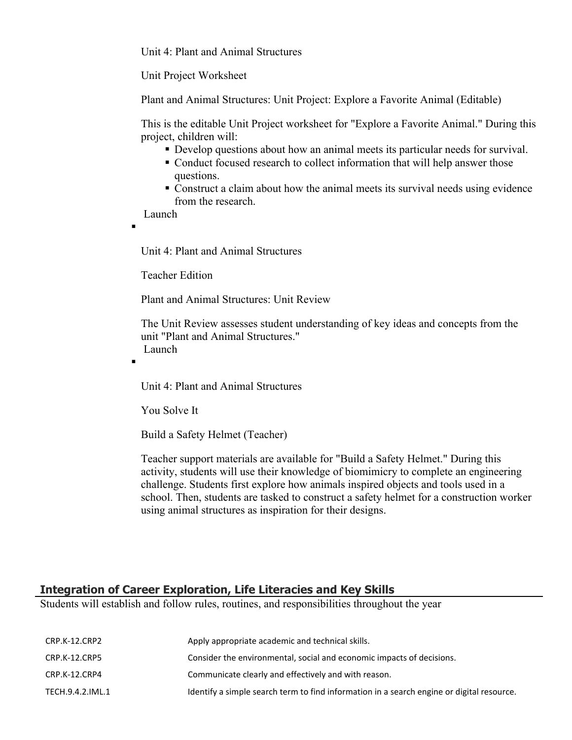Unit 4: Plant and Animal Structures

Unit Project Worksheet

Plant and Animal Structures: Unit Project: Explore a Favorite Animal (Editable)

This is the editable Unit Project worksheet for "Explore a Favorite Animal." During this project, children will:

- Develop questions about how an animal meets its particular needs for survival.
- Conduct focused research to collect information that will help answer those questions.
- Construct a claim about how the animal meets its survival needs using evidence from the research.

Launch

- Unit 4: Plant and Animal Structures

  Teacher Edition

  Plant and Animal Structures: Unit Review

  The Unit Review assesses student understanding of key ideas and concepts from the unit "Plant and Animal Structures."

  Launch

- Unit 4: Plant and Animal Structures

  You Solve It

  Build a Safety Helmet (Teacher)

  Teacher support materials are available for "Build a Safety Helmet." During this activity, students will use their knowledge of biomimicry to complete an engineering challenge. Students first explore how animals inspired objects and tools used in a school. Then, students are tasked to construct a safety helmet for a construction worker using animal structures as inspiration for their designs.

## Integration of Career Exploration, Life Literacies and Key Skills

Students will establish and follow rules, routines, and responsibilities throughout the year

| | |
|---|---|
| CRP.K-12.CRP2 | Apply appropriate academic and technical skills. |
| CRP.K-12.CRP5 | Consider the environmental, social and economic impacts of decisions. |
| CRP.K-12.CRP4 | Communicate clearly and effectively and with reason. |
| TECH.9.4.2.IML.1 | Identify a simple search term to find information in a search engine or digital resource. |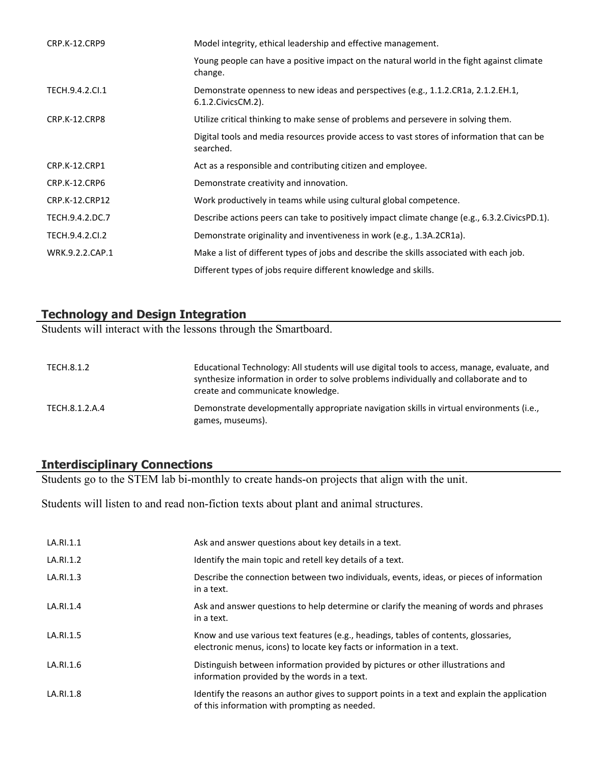| | |
|---|---|
| CRP.K-12.CRP9 | Model integrity, ethical leadership and effective management. |
| | Young people can have a positive impact on the natural world in the fight against climate change. |
| TECH.9.4.2.CI.1 | Demonstrate openness to new ideas and perspectives (e.g., 1.1.2.CR1a, 2.1.2.EH.1, 6.1.2.CivicsCM.2). |
| CRP.K-12.CRP8 | Utilize critical thinking to make sense of problems and persevere in solving them. |
| | Digital tools and media resources provide access to vast stores of information that can be searched. |
| CRP.K-12.CRP1 | Act as a responsible and contributing citizen and employee. |
| CRP.K-12.CRP6 | Demonstrate creativity and innovation. |
| CRP.K-12.CRP12 | Work productively in teams while using cultural global competence. |
| TECH.9.4.2.DC.7 | Describe actions peers can take to positively impact climate change (e.g., 6.3.2.CivicsPD.1). |
| TECH.9.4.2.CI.2 | Demonstrate originality and inventiveness in work (e.g., 1.3A.2CR1a). |
| WRK.9.2.2.CAP.1 | Make a list of different types of jobs and describe the skills associated with each job. |
| | Different types of jobs require different knowledge and skills. |

## Technology and Design Integration

Students will interact with the lessons through the Smartboard.

| | |
|---|---|
| TECH.8.1.2 | Educational Technology: All students will use digital tools to access, manage, evaluate, and synthesize information in order to solve problems individually and collaborate and to create and communicate knowledge. |
| TECH.8.1.2.A.4 | Demonstrate developmentally appropriate navigation skills in virtual environments (i.e., games, museums). |

## Interdisciplinary Connections

Students go to the STEM lab bi-monthly to create hands-on projects that align with the unit.

Students will listen to and read non-fiction texts about plant and animal structures.

| | |
|---|---|
| LA.RI.1.1 | Ask and answer questions about key details in a text. |
| LA.RI.1.2 | Identify the main topic and retell key details of a text. |
| LA.RI.1.3 | Describe the connection between two individuals, events, ideas, or pieces of information in a text. |
| LA.RI.1.4 | Ask and answer questions to help determine or clarify the meaning of words and phrases in a text. |
| LA.RI.1.5 | Know and use various text features (e.g., headings, tables of contents, glossaries, electronic menus, icons) to locate key facts or information in a text. |
| LA.RI.1.6 | Distinguish between information provided by pictures or other illustrations and information provided by the words in a text. |
| LA.RI.1.8 | Identify the reasons an author gives to support points in a text and explain the application of this information with prompting as needed. |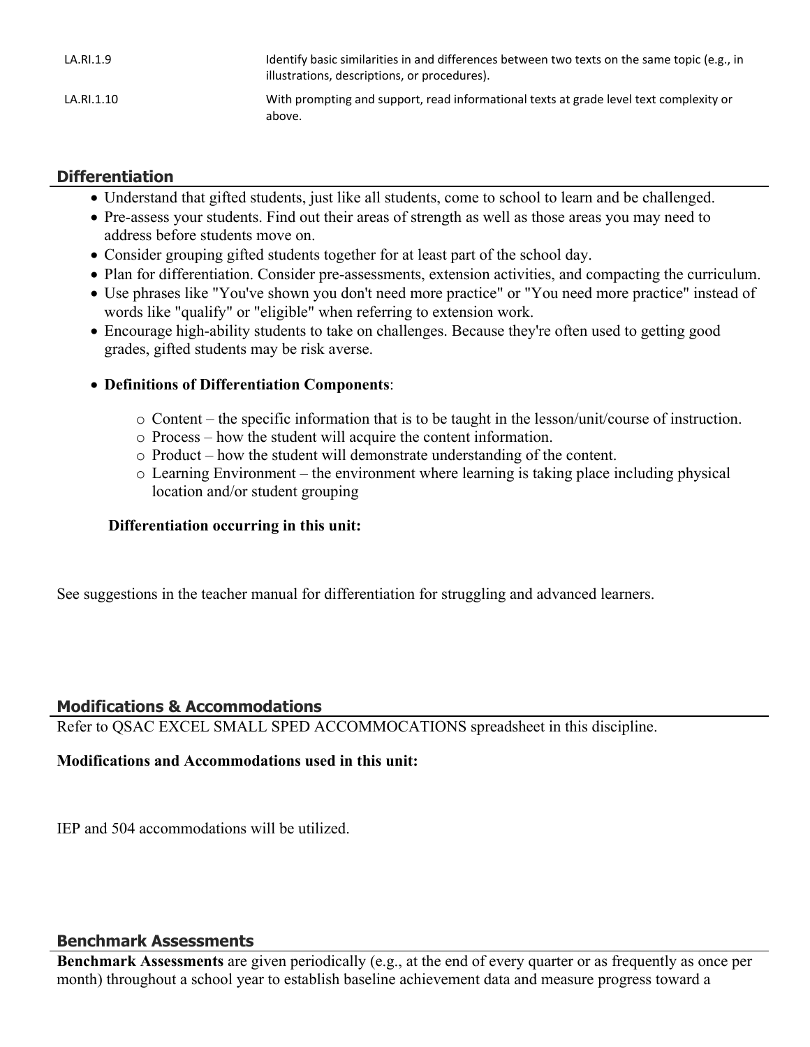| | |
|---|---|
| LA.RI.1.9 | Identify basic similarities in and differences between two texts on the same topic (e.g., in illustrations, descriptions, or procedures). |
| LA.RI.1.10 | With prompting and support, read informational texts at grade level text complexity or above. |

## Differentiation

- Understand that gifted students, just like all students, come to school to learn and be challenged.
- Pre-assess your students. Find out their areas of strength as well as those areas you may need to address before students move on.
- Consider grouping gifted students together for at least part of the school day.
- Plan for differentiation. Consider pre-assessments, extension activities, and compacting the curriculum.
- Use phrases like "You've shown you don't need more practice" or "You need more practice" instead of words like "qualify" or "eligible" when referring to extension work.
- Encourage high-ability students to take on challenges. Because they're often used to getting good grades, gifted students may be risk averse.
- **Definitions of Differentiation Components**:
    - Content – the specific information that is to be taught in the lesson/unit/course of instruction.
    - Process – how the student will acquire the content information.
    - Product – how the student will demonstrate understanding of the content.
    - Learning Environment – the environment where learning is taking place including physical location and/or student grouping

**Differentiation occurring in this unit:**

See suggestions in the teacher manual for differentiation for struggling and advanced learners.

## Modifications & Accommodations

Refer to QSAC EXCEL SMALL SPED ACCOMMOCATIONS spreadsheet in this discipline.

**Modifications and Accommodations used in this unit:**

IEP and 504 accommodations will be utilized.

## Benchmark Assessments

**Benchmark Assessments** are given periodically (e.g., at the end of every quarter or as frequently as once per month) throughout a school year to establish baseline achievement data and measure progress toward a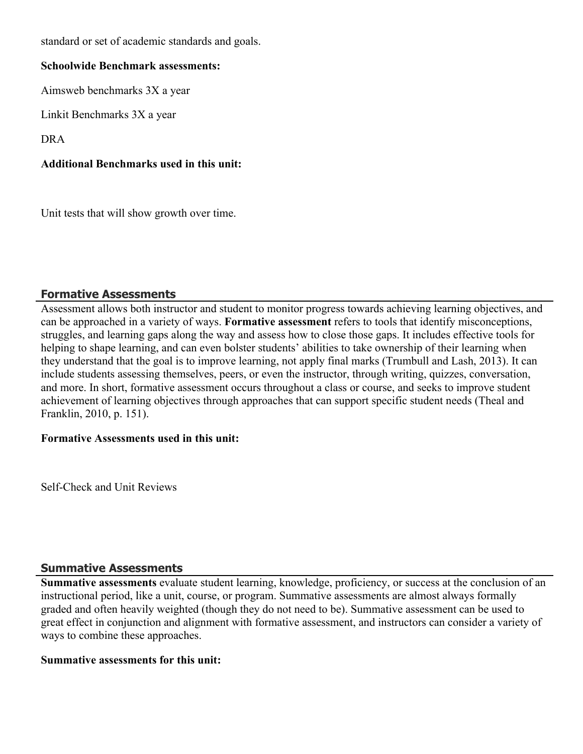standard or set of academic standards and goals.

**Schoolwide Benchmark assessments:**

Aimsweb benchmarks 3X a year

Linkit Benchmarks 3X a year

DRA

**Additional Benchmarks used in this unit:**

Unit tests that will show growth over time.

## Formative Assessments

Assessment allows both instructor and student to monitor progress towards achieving learning objectives, and can be approached in a variety of ways. **Formative assessment** refers to tools that identify misconceptions, struggles, and learning gaps along the way and assess how to close those gaps. It includes effective tools for helping to shape learning, and can even bolster students' abilities to take ownership of their learning when they understand that the goal is to improve learning, not apply final marks (Trumbull and Lash, 2013). It can include students assessing themselves, peers, or even the instructor, through writing, quizzes, conversation, and more. In short, formative assessment occurs throughout a class or course, and seeks to improve student achievement of learning objectives through approaches that can support specific student needs (Theal and Franklin, 2010, p. 151).

**Formative Assessments used in this unit:**

Self-Check and Unit Reviews

## Summative Assessments

**Summative assessments** evaluate student learning, knowledge, proficiency, or success at the conclusion of an instructional period, like a unit, course, or program. Summative assessments are almost always formally graded and often heavily weighted (though they do not need to be). Summative assessment can be used to great effect in conjunction and alignment with formative assessment, and instructors can consider a variety of ways to combine these approaches.

**Summative assessments for this unit:**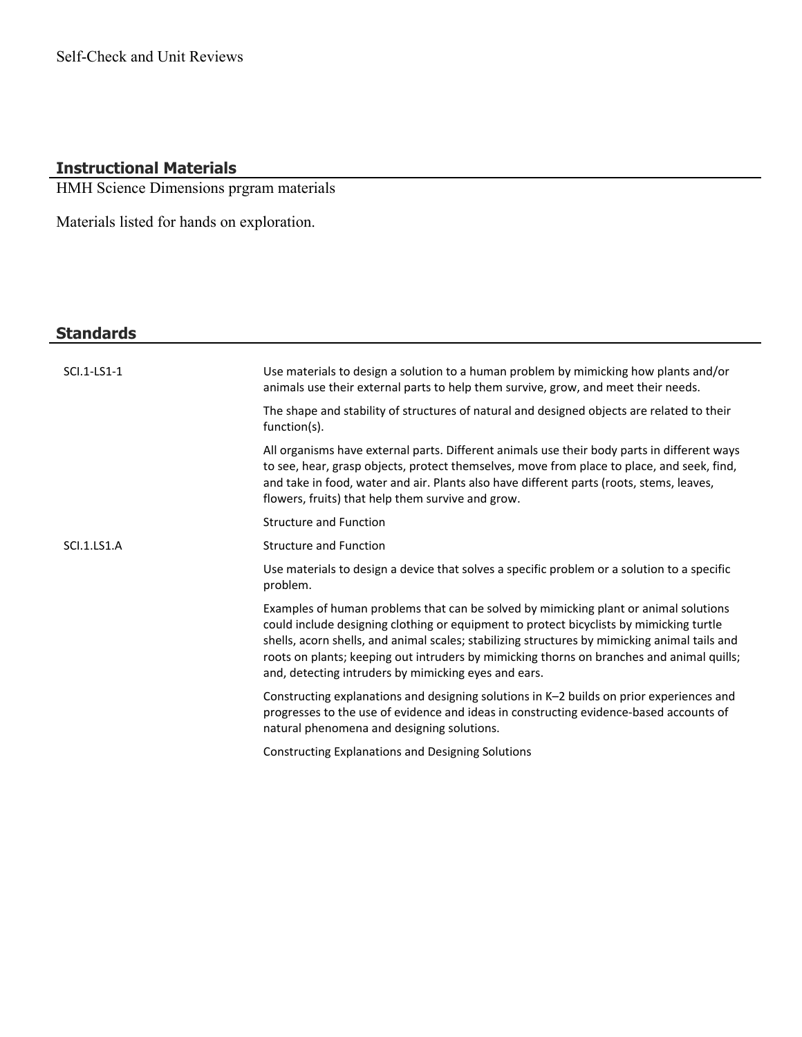Self-Check and Unit Reviews

## Instructional Materials

HMH Science Dimensions prgram materials

Materials listed for hands on exploration.

## Standards

| | |
|---|---|
| SCI.1-LS1-1 | Use materials to design a solution to a human problem by mimicking how plants and/or animals use their external parts to help them survive, grow, and meet their needs. |
| | The shape and stability of structures of natural and designed objects are related to their function(s). |
| | All organisms have external parts. Different animals use their body parts in different ways to see, hear, grasp objects, protect themselves, move from place to place, and seek, find, and take in food, water and air. Plants also have different parts (roots, stems, leaves, flowers, fruits) that help them survive and grow. |
| | Structure and Function |
| SCI.1.LS1.A | Structure and Function |
| | Use materials to design a device that solves a specific problem or a solution to a specific problem. |
| | Examples of human problems that can be solved by mimicking plant or animal solutions could include designing clothing or equipment to protect bicyclists by mimicking turtle shells, acorn shells, and animal scales; stabilizing structures by mimicking animal tails and roots on plants; keeping out intruders by mimicking thorns on branches and animal quills; and, detecting intruders by mimicking eyes and ears. |
| | Constructing explanations and designing solutions in K–2 builds on prior experiences and progresses to the use of evidence and ideas in constructing evidence-based accounts of natural phenomena and designing solutions. |
| | Constructing Explanations and Designing Solutions |